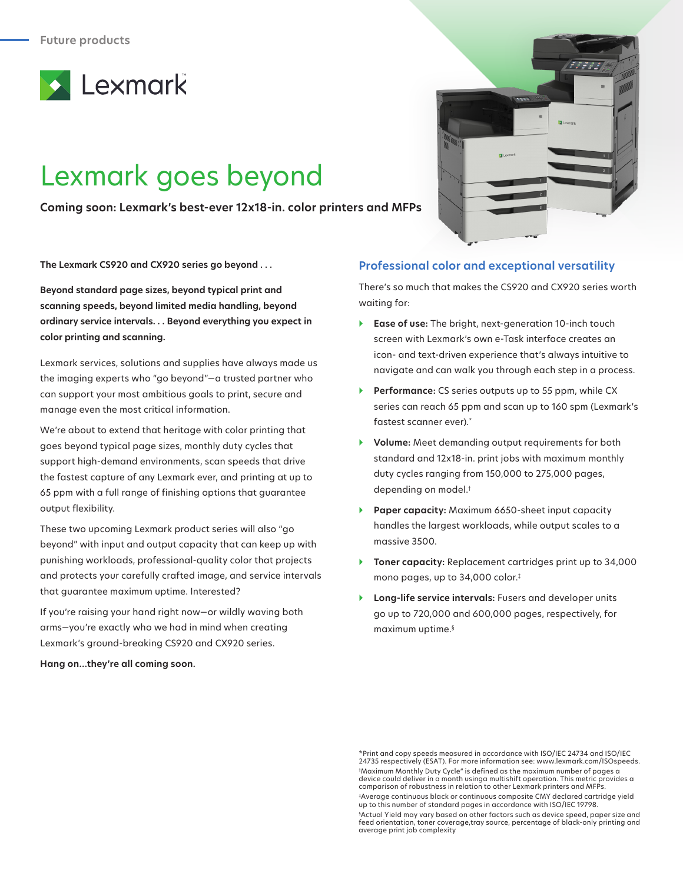Future products

Lexmark

# Lexmark goes beyond

**Coming soon: Lexmark's best-ever 12x18-in. color printers and MFPs**

**The Lexmark CS920 and CX920 series go beyond . . .**

**Beyond standard page sizes, beyond typical print and scanning speeds, beyond limited media handling, beyond ordinary service intervals. . . Beyond everything you expect in color printing and scanning.**

Lexmark services, solutions and supplies have always made us the imaging experts who "go beyond"—a trusted partner who can support your most ambitious goals to print, secure and manage even the most critical information.

We're about to extend that heritage with color printing that goes beyond typical page sizes, monthly duty cycles that support high-demand environments, scan speeds that drive the fastest capture of any Lexmark ever, and printing at up to 65 ppm with a full range of finishing options that guarantee output flexibility.

These two upcoming Lexmark product series will also "go beyond" with input and output capacity that can keep up with punishing workloads, professional-quality color that projects and protects your carefully crafted image, and service intervals that guarantee maximum uptime. Interested?

If you're raising your hand right now—or wildly waving both arms—you're exactly who we had in mind when creating Lexmark's ground-breaking CS920 and CX920 series.

**Hang on...they're all coming soon.**

## Professional color and exceptional versatility

There's so much that makes the CS920 and CX920 series worth waiting for:

- **Ease of use:** The bright, next-generation 10-inch touch screen with Lexmark's own e-Task interface creates an icon- and text-driven experience that's always intuitive to navigate and can walk you through each step in a process.
- **Performance:** CS series outputs up to 55 ppm, while CX series can reach 65 ppm and scan up to 160 spm (Lexmark's fastest scanner ever).*
- **Volume:** Meet demanding output requirements for both standard and 12x18-in. print jobs with maximum monthly duty cycles ranging from 150,000 to 275,000 pages, depending on model.†
- **Paper capacity:** Maximum 6650-sheet input capacity handles the largest workloads, while output scales to a massive 3500.
- **Toner capacity:** Replacement cartridges print up to 34,000 mono pages, up to 34,000 color.‡
- **Long-life service intervals:** Fusers and developer units go up to 720,000 and 600,000 pages, respectively, for maximum uptime.§

*Print and copy speeds measured in accordance with ISO/IEC 24734 and ISO/IEC 24735 respectively (ESAT). For more information see: www.lexmark.com/ISOspeeds.

†Maximum Monthly Duty Cycle" is defined as the maximum number of pages a device could deliver in a month usinga multishift operation. This metric provides a comparison of robustness in relation to other Lexmark printers and MFPs.

‡Average continuous black or continuous composite CMY declared cartridge yield up to this number of standard pages in accordance with ISO/IEC 19798.

§Actual Yield may vary based on other factors such as device speed, paper size and feed orientation, toner coverage,tray source, percentage of black-only printing and average print job complexity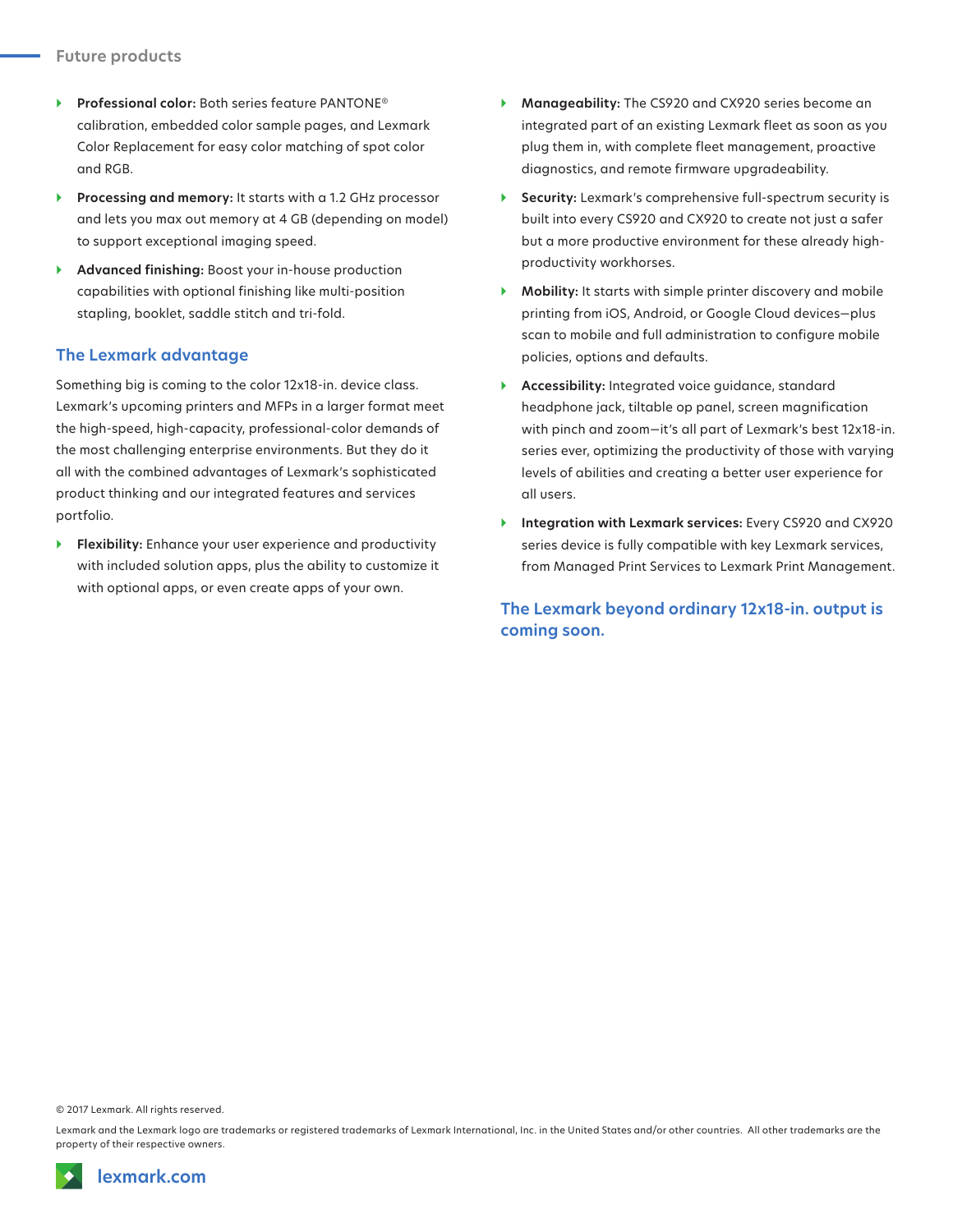- **Professional color:** Both series feature PANTONE® calibration, embedded color sample pages, and Lexmark Color Replacement for easy color matching of spot color and RGB.
- **Processing and memory:** It starts with a 1.2 GHz processor and lets you max out memory at 4 GB (depending on model) to support exceptional imaging speed.
- **Advanced finishing:** Boost your in-house production capabilities with optional finishing like multi-position stapling, booklet, saddle stitch and tri-fold.

## The Lexmark advantage

Something big is coming to the color 12x18-in. device class. Lexmark's upcoming printers and MFPs in a larger format meet the high-speed, high-capacity, professional-color demands of the most challenging enterprise environments. But they do it all with the combined advantages of Lexmark's sophisticated product thinking and our integrated features and services portfolio.

- **Flexibility:** Enhance your user experience and productivity with included solution apps, plus the ability to customize it with optional apps, or even create apps of your own.
- **Manageability:** The CS920 and CX920 series become an integrated part of an existing Lexmark fleet as soon as you plug them in, with complete fleet management, proactive diagnostics, and remote firmware upgradeability.
- **Security:** Lexmark's comprehensive full-spectrum security is built into every CS920 and CX920 to create not just a safer but a more productive environment for these already high-productivity workhorses.
- **Mobility:** It starts with simple printer discovery and mobile printing from iOS, Android, or Google Cloud devices—plus scan to mobile and full administration to configure mobile policies, options and defaults.
- **Accessibility:** Integrated voice guidance, standard headphone jack, tiltable op panel, screen magnification with pinch and zoom—it's all part of Lexmark's best 12x18-in. series ever, optimizing the productivity of those with varying levels of abilities and creating a better user experience for all users.
- **Integration with Lexmark services:** Every CS920 and CX920 series device is fully compatible with key Lexmark services, from Managed Print Services to Lexmark Print Management.

## The Lexmark beyond ordinary 12x18-in. output is coming soon.

© 2017 Lexmark. All rights reserved.

Lexmark and the Lexmark logo are trademarks or registered trademarks of Lexmark International, Inc. in the United States and/or other countries. All other trademarks are the property of their respective owners.

lexmark.com